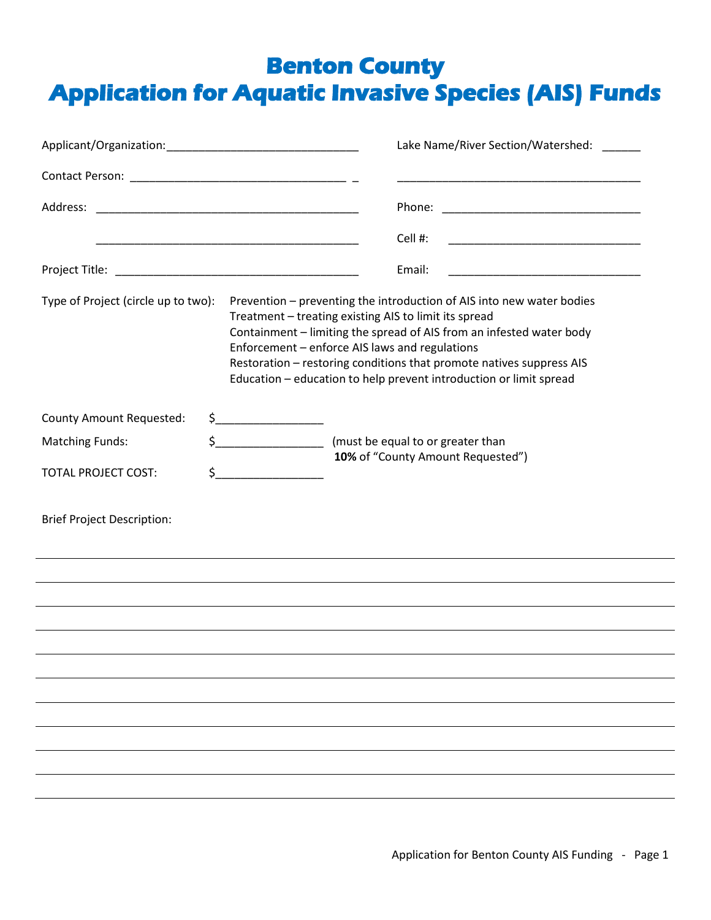# Benton County
# Application for Aquatic Invasive Species (AIS) Funds

Applicant/Organization: ______________________________

Contact Person: ___________________________________

Address: __________________________________________

__________________________________________

Project Title: ______________________________________

Lake Name/River Section/Watershed: ______

______________________________________

Phone: ______________________________

Cell #: ______________________________

Email: ______________________________

Type of Project (circle up to two):

- Prevention – preventing the introduction of AIS into new water bodies
- Treatment – treating existing AIS to limit its spread
- Containment – limiting the spread of AIS from an infested water body
- Enforcement – enforce AIS laws and regulations
- Restoration – restoring conditions that promote natives suppress AIS
- Education – education to help prevent introduction or limit spread

County Amount Requested: $________________

Matching Funds: $________________ (must be equal to or greater than **10%** of "County Amount Requested")

TOTAL PROJECT COST: $________________

Brief Project Description:

________________________________________________________________________________

________________________________________________________________________________

________________________________________________________________________________

________________________________________________________________________________

________________________________________________________________________________

________________________________________________________________________________

________________________________________________________________________________

________________________________________________________________________________

________________________________________________________________________________

________________________________________________________________________________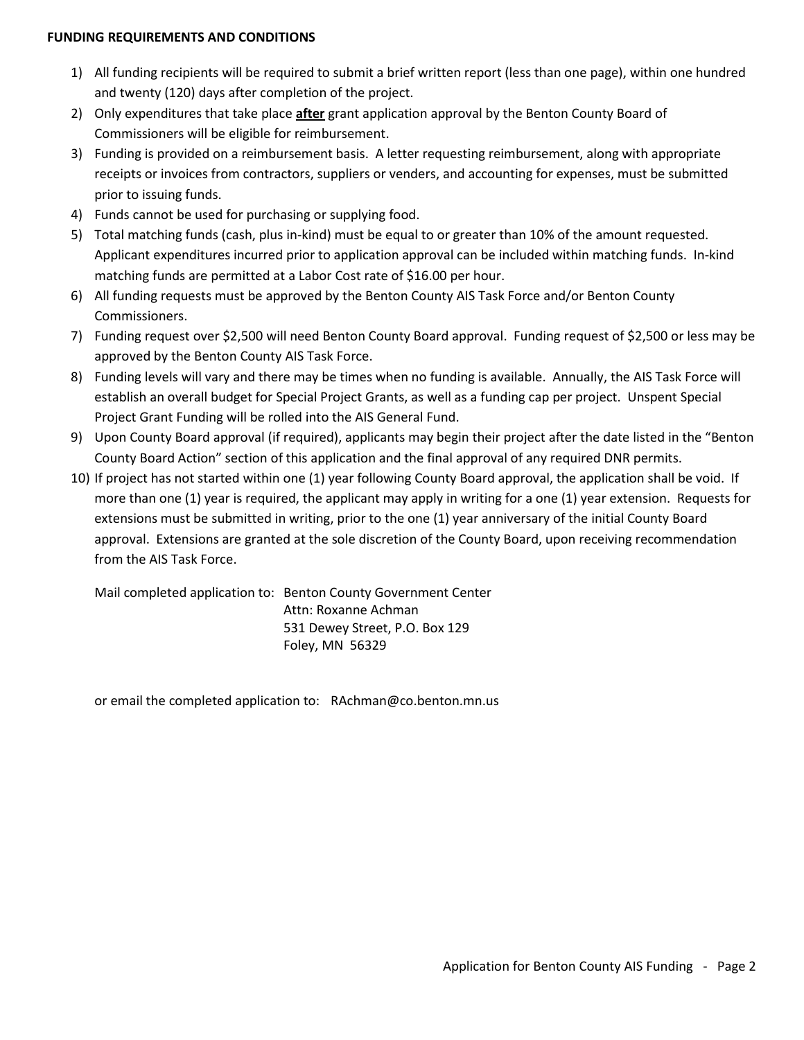**FUNDING REQUIREMENTS AND CONDITIONS**

1) All funding recipients will be required to submit a brief written report (less than one page), within one hundred and twenty (120) days after completion of the project.
2) Only expenditures that take place **after** grant application approval by the Benton County Board of Commissioners will be eligible for reimbursement.
3) Funding is provided on a reimbursement basis. A letter requesting reimbursement, along with appropriate receipts or invoices from contractors, suppliers or venders, and accounting for expenses, must be submitted prior to issuing funds.
4) Funds cannot be used for purchasing or supplying food.
5) Total matching funds (cash, plus in-kind) must be equal to or greater than 10% of the amount requested. Applicant expenditures incurred prior to application approval can be included within matching funds. In-kind matching funds are permitted at a Labor Cost rate of $16.00 per hour.
6) All funding requests must be approved by the Benton County AIS Task Force and/or Benton County Commissioners.
7) Funding request over $2,500 will need Benton County Board approval. Funding request of $2,500 or less may be approved by the Benton County AIS Task Force.
8) Funding levels will vary and there may be times when no funding is available. Annually, the AIS Task Force will establish an overall budget for Special Project Grants, as well as a funding cap per project. Unspent Special Project Grant Funding will be rolled into the AIS General Fund.
9) Upon County Board approval (if required), applicants may begin their project after the date listed in the "Benton County Board Action" section of this application and the final approval of any required DNR permits.
10) If project has not started within one (1) year following County Board approval, the application shall be void. If more than one (1) year is required, the applicant may apply in writing for a one (1) year extension. Requests for extensions must be submitted in writing, prior to the one (1) year anniversary of the initial County Board approval. Extensions are granted at the sole discretion of the County Board, upon receiving recommendation from the AIS Task Force.

Mail completed application to: Benton County Government Center
Attn: Roxanne Achman
531 Dewey Street, P.O. Box 129
Foley, MN 56329

or email the completed application to: RAchman@co.benton.mn.us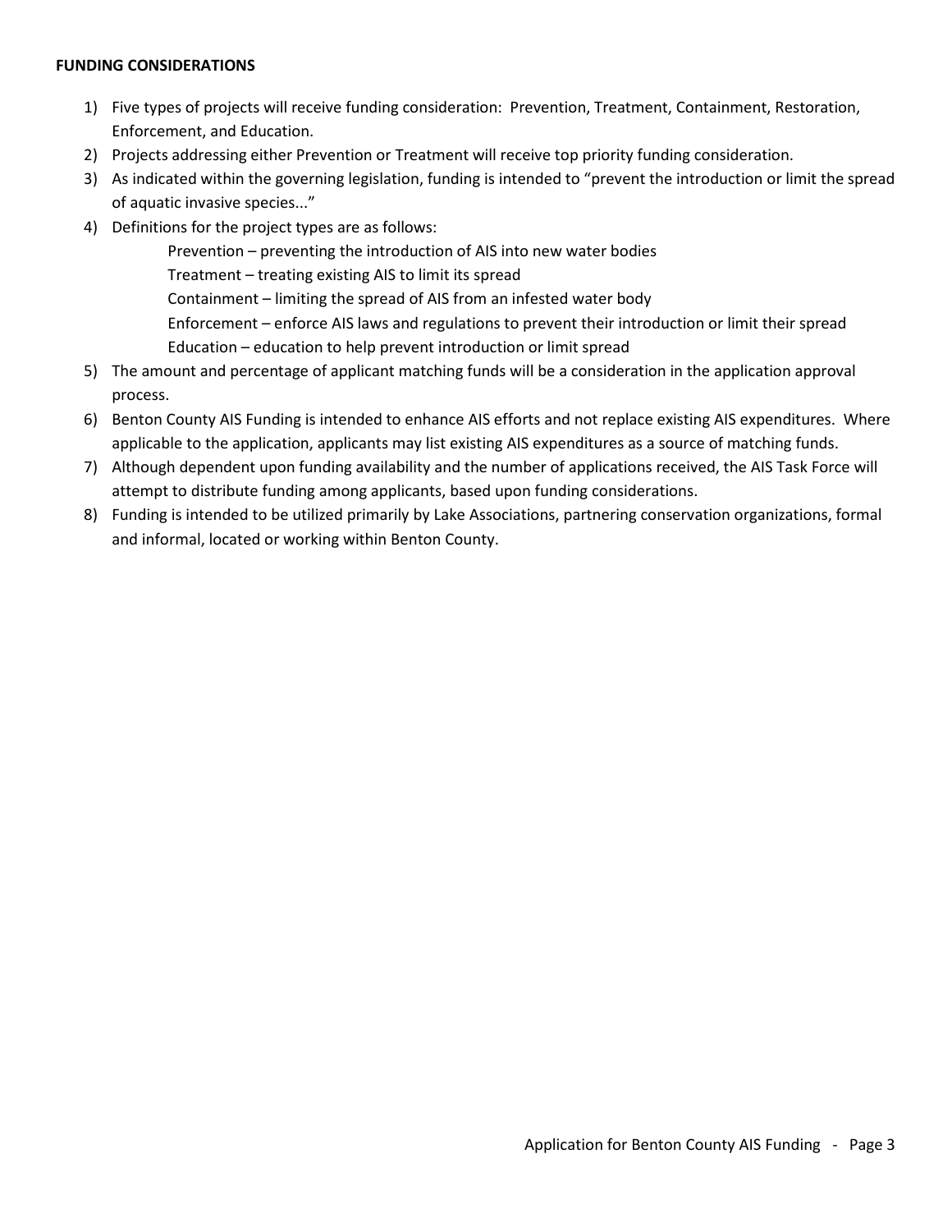**FUNDING CONSIDERATIONS**

1) Five types of projects will receive funding consideration: Prevention, Treatment, Containment, Restoration, Enforcement, and Education.
2) Projects addressing either Prevention or Treatment will receive top priority funding consideration.
3) As indicated within the governing legislation, funding is intended to "prevent the introduction or limit the spread of aquatic invasive species..."
4) Definitions for the project types are as follows:

   Prevention – preventing the introduction of AIS into new water bodies

   Treatment – treating existing AIS to limit its spread

   Containment – limiting the spread of AIS from an infested water body

   Enforcement – enforce AIS laws and regulations to prevent their introduction or limit their spread

   Education – education to help prevent introduction or limit spread
5) The amount and percentage of applicant matching funds will be a consideration in the application approval process.
6) Benton County AIS Funding is intended to enhance AIS efforts and not replace existing AIS expenditures. Where applicable to the application, applicants may list existing AIS expenditures as a source of matching funds.
7) Although dependent upon funding availability and the number of applications received, the AIS Task Force will attempt to distribute funding among applicants, based upon funding considerations.
8) Funding is intended to be utilized primarily by Lake Associations, partnering conservation organizations, formal and informal, located or working within Benton County.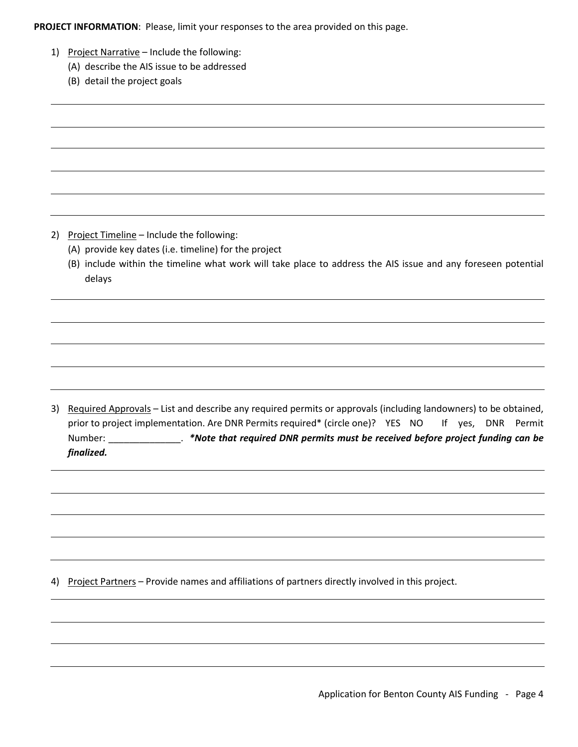**PROJECT INFORMATION**: Please, limit your responses to the area provided on this page.

1) Project Narrative – Include the following:
   (A) describe the AIS issue to be addressed
   (B) detail the project goals

2) Project Timeline – Include the following:
   (A) provide key dates (i.e. timeline) for the project
   (B) include within the timeline what work will take place to address the AIS issue and any foreseen potential delays

3) Required Approvals – List and describe any required permits or approvals (including landowners) to be obtained, prior to project implementation. Are DNR Permits required* (circle one)? YES NO If yes, DNR Permit Number: ______________. ***Note that required DNR permits must be received before project funding can be finalized.***

4) Project Partners – Provide names and affiliations of partners directly involved in this project.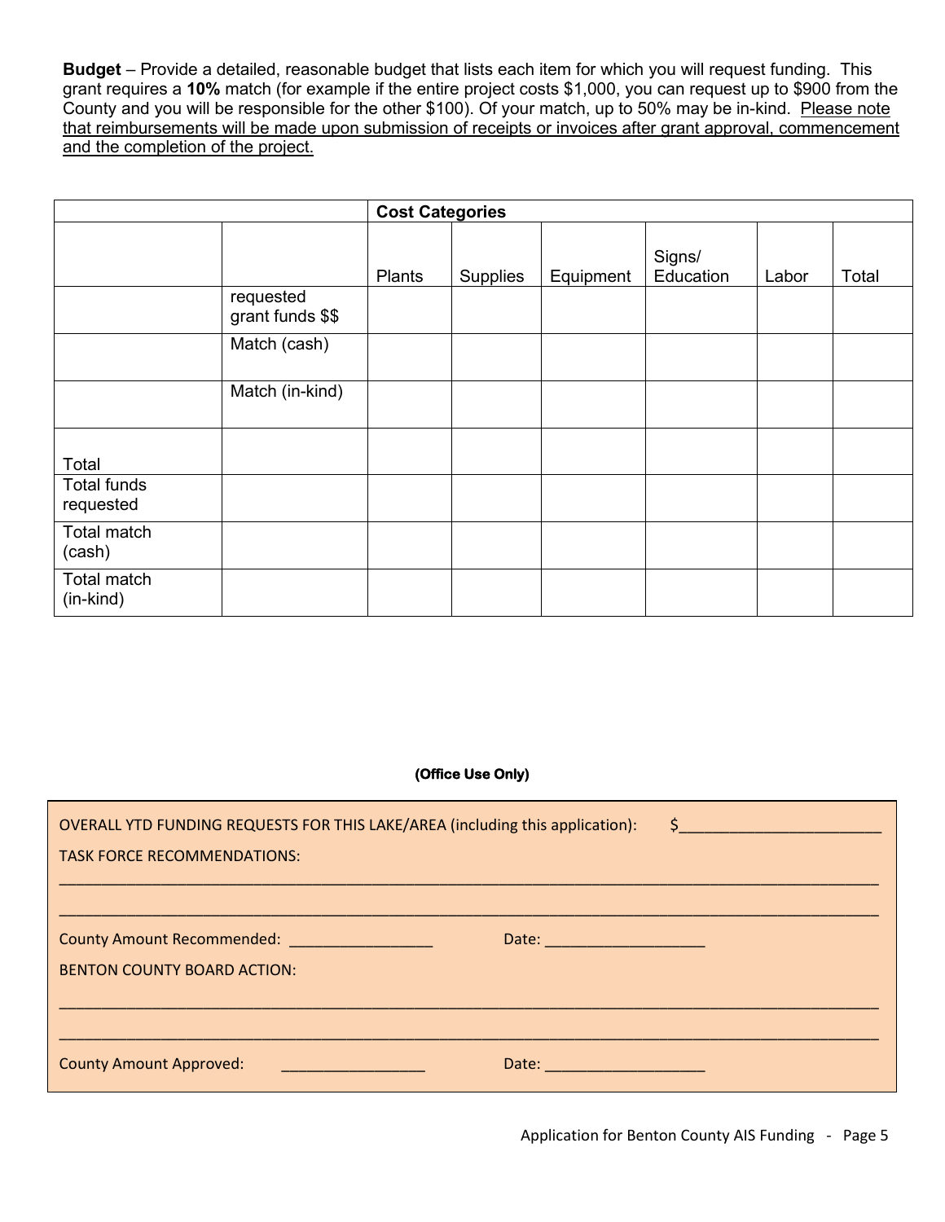**Budget** – Provide a detailed, reasonable budget that lists each item for which you will request funding. This grant requires a **10%** match (for example if the entire project costs $1,000, you can request up to $900 from the County and you will be responsible for the other $100). Of your match, up to 50% may be in-kind. <u>Please note that reimbursements will be made upon submission of receipts or invoices after grant approval, commencement and the completion of the project.</u>

| | | Cost Categories | | | | | |
|---|---|---|---|---|---|---|---|
| | | Plants | Supplies | Equipment | Signs/ Education | Labor | Total |
| | requested grant funds $$ | | | | | | |
| | Match (cash) | | | | | | |
| | Match (in-kind) | | | | | | |
| Total | | | | | | | |
| Total funds requested | | | | | | | |
| Total match (cash) | | | | | | | |
| Total match (in-kind) | | | | | | | |

**(Office Use Only)**

OVERALL YTD FUNDING REQUESTS FOR THIS LAKE/AREA (including this application): $________________________

TASK FORCE RECOMMENDATIONS:

______________________________________________________________________________________________

______________________________________________________________________________________________

County Amount Recommended: _________________ Date: ___________________

BENTON COUNTY BOARD ACTION:

______________________________________________________________________________________________

______________________________________________________________________________________________

County Amount Approved: _________________ Date: ___________________